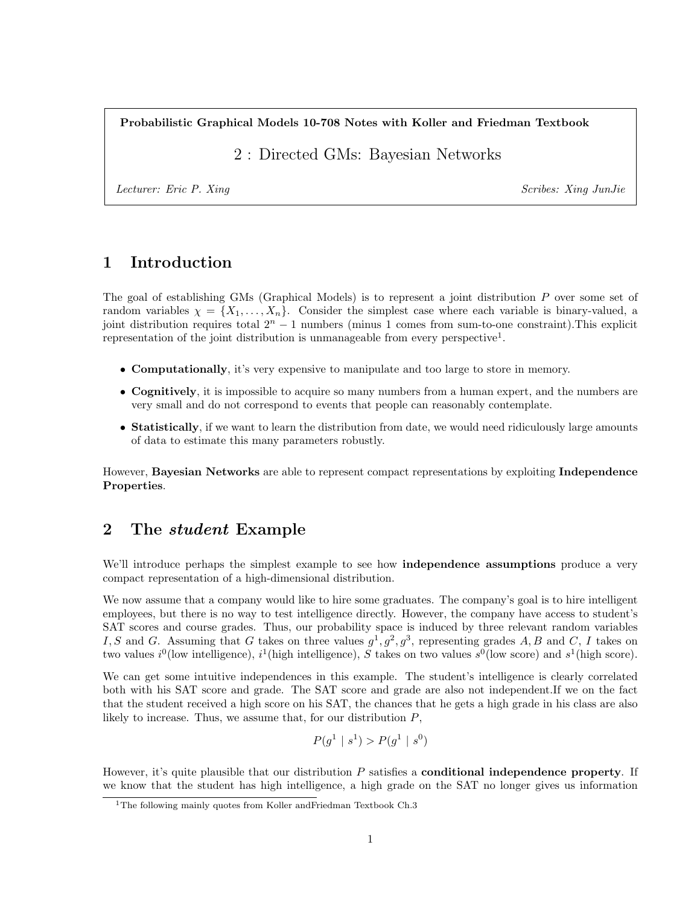**Probabilistic Graphical Models 10-708 Notes with Koller and Friedman Textbook**

# 2 : Directed GMs: Bayesian Networks

*Lecturer: Eric P. Xing* *Scribes: Xing JunJie*

## 1 Introduction

The goal of establishing GMs (Graphical Models) is to represent a joint distribution $P$ over some set of random variables $\chi = \{X_1, \ldots, X_n\}$. Consider the simplest case where each variable is binary-valued, a joint distribution requires total $2^n - 1$ numbers (minus 1 comes from sum-to-one constraint).This explicit representation of the joint distribution is unmanageable from every perspective[1].

- **Computationally**, it's very expensive to manipulate and too large to store in memory.
- **Cognitively**, it is impossible to acquire so many numbers from a human expert, and the numbers are very small and do not correspond to events that people can reasonably contemplate.
- **Statistically**, if we want to learn the distribution from date, we would need ridiculously large amounts of data to estimate this many parameters robustly.

However, **Bayesian Networks** are able to represent compact representations by exploiting **Independence Properties**.

## 2 The *student* Example

We'll introduce perhaps the simplest example to see how **independence assumptions** produce a very compact representation of a high-dimensional distribution.

We now assume that a company would like to hire some graduates. The company's goal is to hire intelligent employees, but there is no way to test intelligence directly. However, the company have access to student's SAT scores and course grades. Thus, our probability space is induced by three relevant random variables $I, S$ and $G$. Assuming that $G$ takes on three values $g^1, g^2, g^3$, representing grades $A, B$ and $C$, $I$ takes on two values $i^0$(low intelligence), $i^1$(high intelligence), $S$ takes on two values $s^0$(low score) and $s^1$(high score).

We can get some intuitive independences in this example. The student's intelligence is clearly correlated both with his SAT score and grade. The SAT score and grade are also not independent.If we on the fact that the student received a high score on his SAT, the chances that he gets a high grade in his class are also likely to increase. Thus, we assume that, for our distribution $P$,

$$P(g^1 \mid s^1) > P(g^1 \mid s^0)$$

However, it's quite plausible that our distribution $P$ satisfies a **conditional independence property**. If we know that the student has high intelligence, a high grade on the SAT no longer gives us information

[1] The following mainly quotes from Koller andFriedman Textbook Ch.3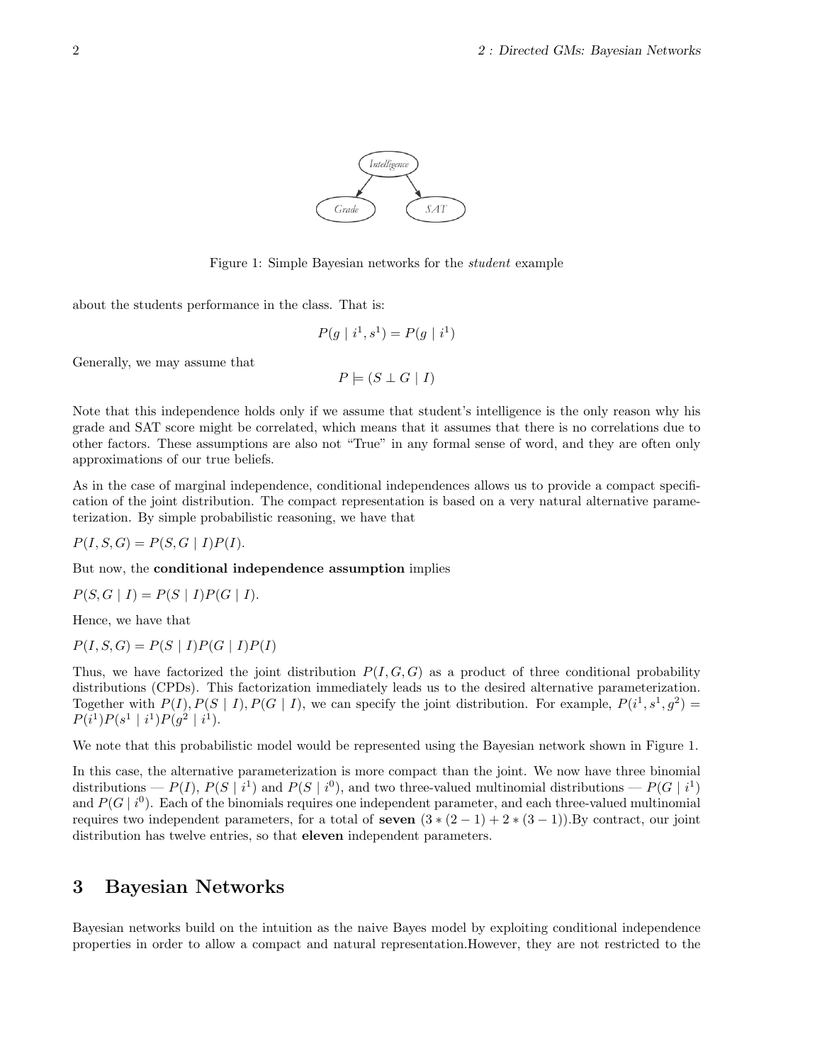Figure 1: Simple Bayesian networks for the *student* example

about the students performance in the class. That is:

$$P(g \mid i^1, s^1) = P(g \mid i^1)$$

Generally, we may assume that

$$P \models (S \perp G \mid I)$$

Note that this independence holds only if we assume that student's intelligence is the only reason why his grade and SAT score might be correlated, which means that it assumes that there is no correlations due to other factors. These assumptions are also not "True" in any formal sense of word, and they are often only approximations of our true beliefs.

As in the case of marginal independence, conditional independences allows us to provide a compact specification of the joint distribution. The compact representation is based on a very natural alternative parameterization. By simple probabilistic reasoning, we have that

$P(I, S, G) = P(S, G \mid I)P(I)$.

But now, the **conditional independence assumption** implies

$P(S, G \mid I) = P(S \mid I)P(G \mid I)$.

Hence, we have that

$P(I, S, G) = P(S \mid I)P(G \mid I)P(I)$

Thus, we have factorized the joint distribution $P(I, G, G)$ as a product of three conditional probability distributions (CPDs). This factorization immediately leads us to the desired alternative parameterization. Together with $P(I), P(S \mid I), P(G \mid I)$, we can specify the joint distribution. For example, $P(i^1, s^1, g^2) = P(i^1)P(s^1 \mid i^1)P(g^2 \mid i^1)$.

We note that this probabilistic model would be represented using the Bayesian network shown in Figure 1.

In this case, the alternative parameterization is more compact than the joint. We now have three binomial distributions — $P(I)$, $P(S \mid i^1)$ and $P(S \mid i^0)$, and two three-valued multinomial distributions — $P(G \mid i^1)$ and $P(G \mid i^0)$. Each of the binomials requires one independent parameter, and each three-valued multinomial requires two independent parameters, for a total of **seven** $(3 * (2 - 1) + 2 * (3 - 1))$.By contract, our joint distribution has twelve entries, so that **eleven** independent parameters.

# 3 Bayesian Networks

Bayesian networks build on the intuition as the naive Bayes model by exploiting conditional independence properties in order to allow a compact and natural representation.However, they are not restricted to the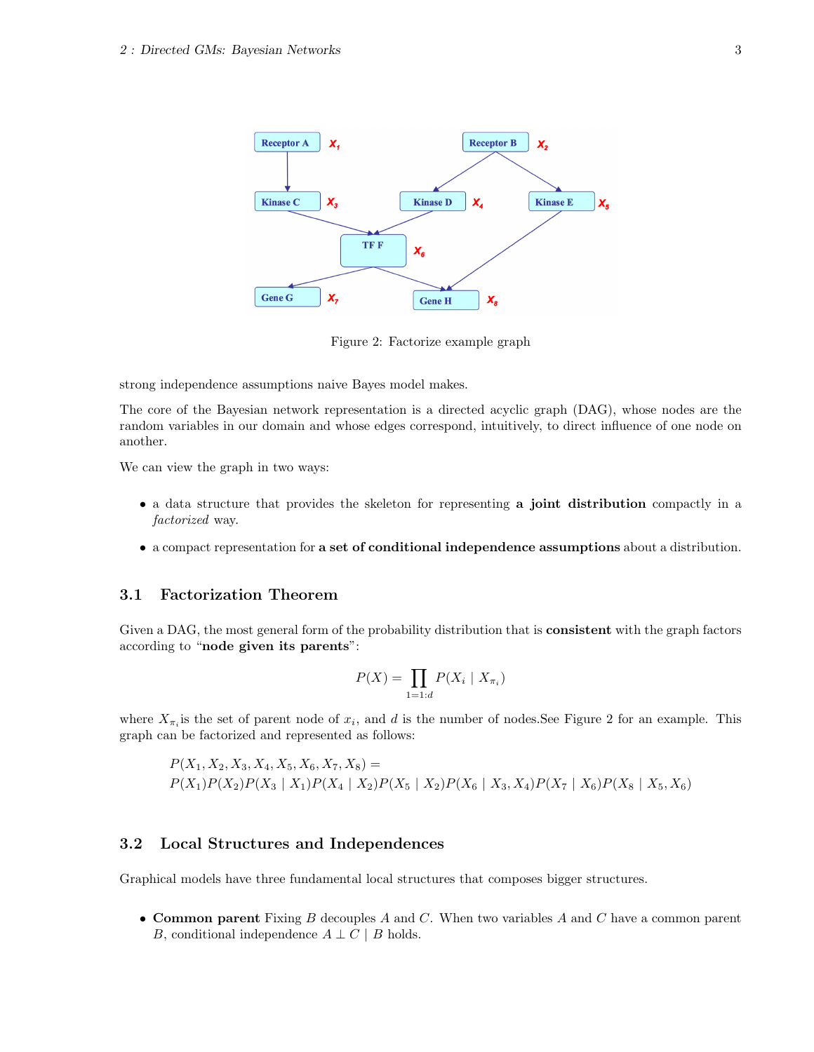Figure 2: Factorize example graph

strong independence assumptions naive Bayes model makes.

The core of the Bayesian network representation is a directed acyclic graph (DAG), whose nodes are the random variables in our domain and whose edges correspond, intuitively, to direct influence of one node on another.

We can view the graph in two ways:

- a data structure that provides the skeleton for representing **a joint distribution** compactly in a *factorized* way.
- a compact representation for **a set of conditional independence assumptions** about a distribution.

## 3.1 Factorization Theorem

Given a DAG, the most general form of the probability distribution that is **consistent** with the graph factors according to "**node given its parents**":

$$P(X) = \prod_{1=1:d} P(X_i \mid X_{\pi_i})$$

where $X_{\pi_i}$ is the set of parent node of $x_i$, and $d$ is the number of nodes.See Figure 2 for an example. This graph can be factorized and represented as follows:

$$P(X_1, X_2, X_3, X_4, X_5, X_6, X_7, X_8) =$$
$$P(X_1)P(X_2)P(X_3 \mid X_1)P(X_4 \mid X_2)P(X_5 \mid X_2)P(X_6 \mid X_3, X_4)P(X_7 \mid X_6)P(X_8 \mid X_5, X_6)$$

## 3.2 Local Structures and Independences

Graphical models have three fundamental local structures that composes bigger structures.

- **Common parent** Fixing $B$ decouples $A$ and $C$. When two variables $A$ and $C$ have a common parent $B$, conditional independence $A \perp C \mid B$ holds.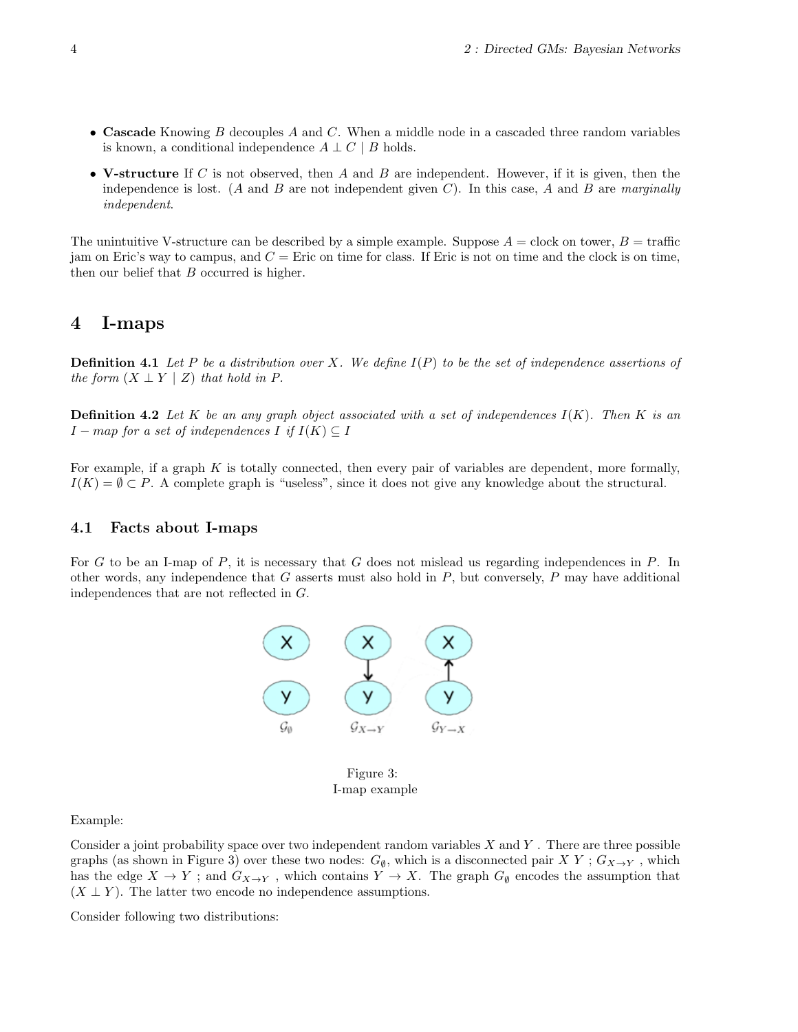- **Cascade** Knowing $B$ decouples $A$ and $C$. When a middle node in a cascaded three random variables is known, a conditional independence $A \perp C \mid B$ holds.
- **V-structure** If $C$ is not observed, then $A$ and $B$ are independent. However, if it is given, then the independence is lost. ($A$ and $B$ are not independent given $C$). In this case, $A$ and $B$ are *marginally independent*.

The unintuitive V-structure can be described by a simple example. Suppose $A$ = clock on tower, $B$ = traffic jam on Eric's way to campus, and $C$ = Eric on time for class. If Eric is not on time and the clock is on time, then our belief that $B$ occurred is higher.

# 4 I-maps

**Definition 4.1** *Let $P$ be a distribution over $X$. We define $I(P)$ to be the set of independence assertions of the form $(X \perp Y \mid Z)$ that hold in $P$.*

**Definition 4.2** *Let $K$ be an any graph object associated with a set of independences $I(K)$. Then $K$ is an $I-map$ for a set of independences $I$ if $I(K) \subseteq I$*

For example, if a graph $K$ is totally connected, then every pair of variables are dependent, more formally, $I(K) = \emptyset \subset P$. A complete graph is "useless", since it does not give any knowledge about the structural.

## 4.1 Facts about I-maps

For $G$ to be an I-map of $P$, it is necessary that $G$ does not mislead us regarding independences in $P$. In other words, any independence that $G$ asserts must also hold in $P$, but conversely, $P$ may have additional independences that are not reflected in $G$.

Figure 3:
I-map example

Example:

Consider a joint probability space over two independent random variables $X$ and $Y$. There are three possible graphs (as shown in Figure 3) over these two nodes: $G_\emptyset$, which is a disconnected pair $X$ $Y$ ; $G_{X\rightarrow Y}$ , which has the edge $X \rightarrow Y$ ; and $G_{X\rightarrow Y}$ , which contains $Y \rightarrow X$. The graph $G_\emptyset$ encodes the assumption that $(X \perp Y)$. The latter two encode no independence assumptions.

Consider following two distributions: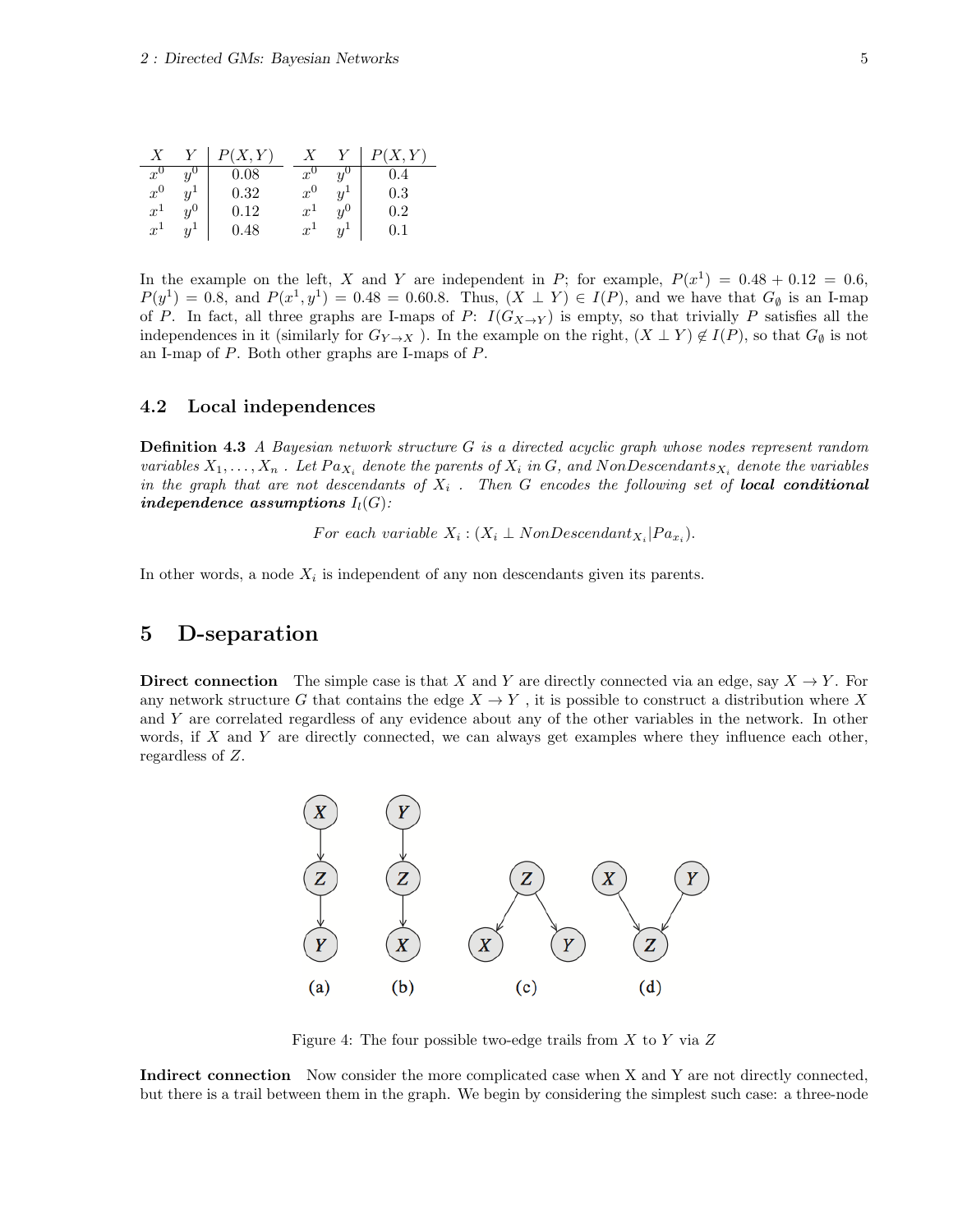| $X$ | $Y$ | $P(X,Y)$ |
|---|---|---|
| $x^0$ | $y^0$ | 0.08 |
| $x^0$ | $y^1$ | 0.32 |
| $x^1$ | $y^0$ | 0.12 |
| $x^1$ | $y^1$ | 0.48 |

| $X$ | $Y$ | $P(X,Y)$ |
|---|---|---|
| $x^0$ | $y^0$ | 0.4 |
| $x^0$ | $y^1$ | 0.3 |
| $x^1$ | $y^0$ | 0.2 |
| $x^1$ | $y^1$ | 0.1 |

In the example on the left, $X$ and $Y$ are independent in $P$; for example, $P(x^1) = 0.48 + 0.12 = 0.6$, $P(y^1) = 0.8$, and $P(x^1, y^1) = 0.48 = 0.60.8$. Thus, $(X \perp Y) \in I(P)$, and we have that $G_\emptyset$ is an I-map of $P$. In fact, all three graphs are I-maps of $P$: $I(G_{X \to Y})$ is empty, so that trivially $P$ satisfies all the independences in it (similarly for $G_{Y \to X}$ ). In the example on the right, $(X \perp Y) \notin I(P)$, so that $G_\emptyset$ is not an I-map of $P$. Both other graphs are I-maps of $P$.

### 4.2 Local independences

**Definition 4.3** *A Bayesian network structure $G$ is a directed acyclic graph whose nodes represent random variables $X_1, \ldots, X_n$ . Let $Pa_{X_i}$ denote the parents of $X_i$ in $G$, and $NonDescendants_{X_i}$ denote the variables in the graph that are not descendants of $X_i$ . Then $G$ encodes the following set of* ***local conditional independence assumptions*** *$I_l(G)$:*

$$\text{For each variable } X_i : (X_i \perp NonDescendant_{X_i} | Pa_{x_i}).$$

In other words, a node $X_i$ is independent of any non descendants given its parents.

## 5 D-separation

**Direct connection** The simple case is that $X$ and $Y$ are directly connected via an edge, say $X \to Y$. For any network structure $G$ that contains the edge $X \to Y$ , it is possible to construct a distribution where $X$ and $Y$ are correlated regardless of any evidence about any of the other variables in the network. In other words, if $X$ and $Y$ are directly connected, we can always get examples where they influence each other, regardless of $Z$.

Figure 4: The four possible two-edge trails from $X$ to $Y$ via $Z$

**Indirect connection** Now consider the more complicated case when X and Y are not directly connected, but there is a trail between them in the graph. We begin by considering the simplest such case: a three-node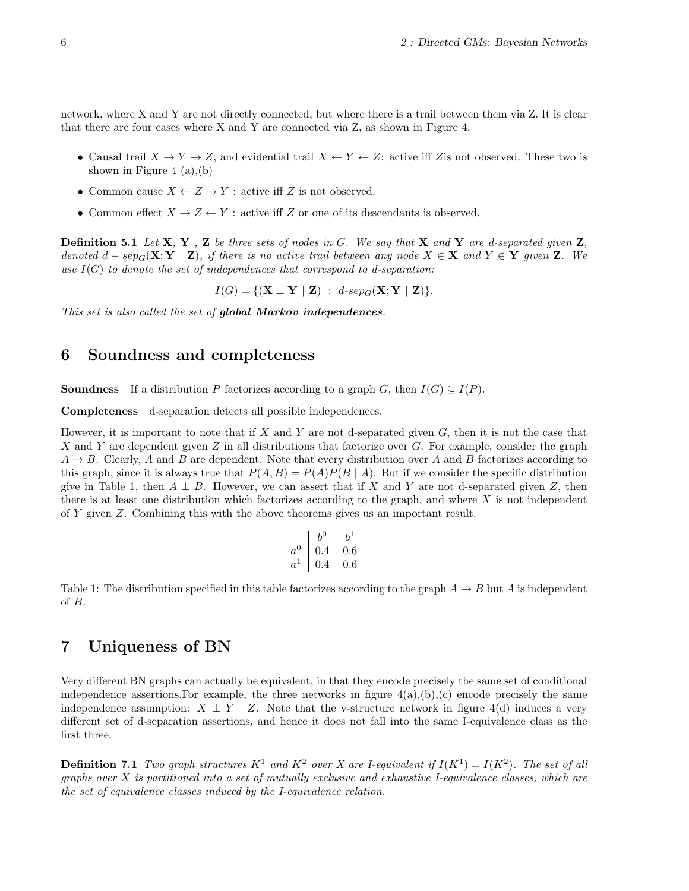network, where X and Y are not directly connected, but where there is a trail between them via Z. It is clear that there are four cases where X and Y are connected via Z, as shown in Figure 4.

- Causal trail $X \to Y \to Z$, and evidential trail $X \leftarrow Y \leftarrow Z$: active iff $Z$is not observed. These two is shown in Figure 4 (a),(b)
- Common cause $X \leftarrow Z \to Y$ : active iff $Z$ is not observed.
- Common effect $X \to Z \leftarrow Y$ : active iff $Z$ or one of its descendants is observed.

**Definition 5.1** *Let* $\mathbf{X}$*,* $\mathbf{Y}$ *,* $\mathbf{Z}$ *be three sets of nodes in* $G$*. We say that* $\mathbf{X}$ *and* $\mathbf{Y}$ *are d-separated given* $\mathbf{Z}$*, denoted* $d-sep_G(\mathbf{X};\mathbf{Y} \mid \mathbf{Z})$*, if there is no active trail between any node* $X \in \mathbf{X}$ *and* $Y \in \mathbf{Y}$ *given* $\mathbf{Z}$*. We use* $I(G)$ *to denote the set of independences that correspond to d-separation:*

$$I(G) = \{(\mathbf{X} \perp \mathbf{Y} \mid \mathbf{Z}) \ : \ d\text{-}sep_G(\mathbf{X};\mathbf{Y} \mid \mathbf{Z})\}.$$

*This set is also called the set of* ***global Markov independences****.*

## 6 Soundness and completeness

**Soundness** If a distribution $P$ factorizes according to a graph $G$, then $I(G) \subseteq I(P)$.

**Completeness** d-separation detects all possible independences.

However, it is important to note that if $X$ and $Y$ are not d-separated given $G$, then it is not the case that $X$ and $Y$ are dependent given $Z$ in all distributions that factorize over $G$. For example, consider the graph $A \to B$. Clearly, $A$ and $B$ are dependent. Note that every distribution over $A$ and $B$ factorizes according to this graph, since it is always true that $P(A, B) = P(A)P(B \mid A)$. But if we consider the specific distribution give in Table 1, then $A \perp B$. However, we can assert that if $X$ and $Y$ are not d-separated given $Z$, then there is at least one distribution which factorizes according to the graph, and where $X$ is not independent of $Y$ given $Z$. Combining this with the above theorems gives us an important result.

| | $b^0$ | $b^1$ |
|---|---|---|
| $a^0$ | 0.4 | 0.6 |
| $a^1$ | 0.4 | 0.6 |

Table 1: The distribution specified in this table factorizes according to the graph $A \to B$ but $A$ is independent of $B$.

## 7 Uniqueness of BN

Very different BN graphs can actually be equivalent, in that they encode precisely the same set of conditional independence assertions.For example, the three networks in figure 4(a),(b),(c) encode precisely the same independence assumption: $X \perp Y \mid Z$. Note that the v-structure network in figure 4(d) induces a very different set of d-separation assertions, and hence it does not fall into the same I-equivalence class as the first three.

**Definition 7.1** *Two graph structures* $K^1$ *and* $K^2$ *over* $X$ *are I-equivalent if* $I(K^1) = I(K^2)$*. The set of all graphs over* $X$ *is partitioned into a set of mutually exclusive and exhaustive I-equivalence classes, which are the set of equivalence classes induced by the I-equivalence relation.*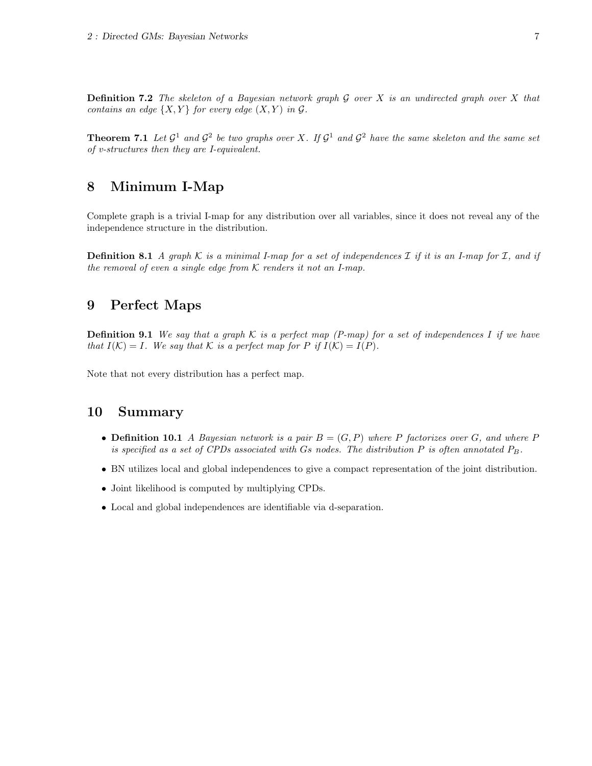**Definition 7.2** *The skeleton of a Bayesian network graph $\mathcal{G}$ over $X$ is an undirected graph over $X$ that contains an edge $\{X, Y\}$ for every edge $(X, Y)$ in $\mathcal{G}$.*

**Theorem 7.1** *Let $\mathcal{G}^1$ and $\mathcal{G}^2$ be two graphs over $X$. If $\mathcal{G}^1$ and $\mathcal{G}^2$ have the same skeleton and the same set of v-structures then they are I-equivalent.*

# 8 Minimum I-Map

Complete graph is a trivial I-map for any distribution over all variables, since it does not reveal any of the independence structure in the distribution.

**Definition 8.1** *A graph $\mathcal{K}$ is a minimal I-map for a set of independences $\mathcal{I}$ if it is an I-map for $\mathcal{I}$, and if the removal of even a single edge from $\mathcal{K}$ renders it not an I-map.*

# 9 Perfect Maps

**Definition 9.1** *We say that a graph $\mathcal{K}$ is a perfect map (P-map) for a set of independences $I$ if we have that $I(\mathcal{K}) = I$. We say that $\mathcal{K}$ is a perfect map for $P$ if $I(\mathcal{K}) = I(P)$.*

Note that not every distribution has a perfect map.

# 10 Summary

- **Definition 10.1** *A Bayesian network is a pair $B = (G, P)$ where $P$ factorizes over $G$, and where $P$ is specified as a set of CPDs associated with Gs nodes. The distribution $P$ is often annotated $P_B$.*
- BN utilizes local and global independences to give a compact representation of the joint distribution.
- Joint likelihood is computed by multiplying CPDs.
- Local and global independences are identifiable via d-separation.